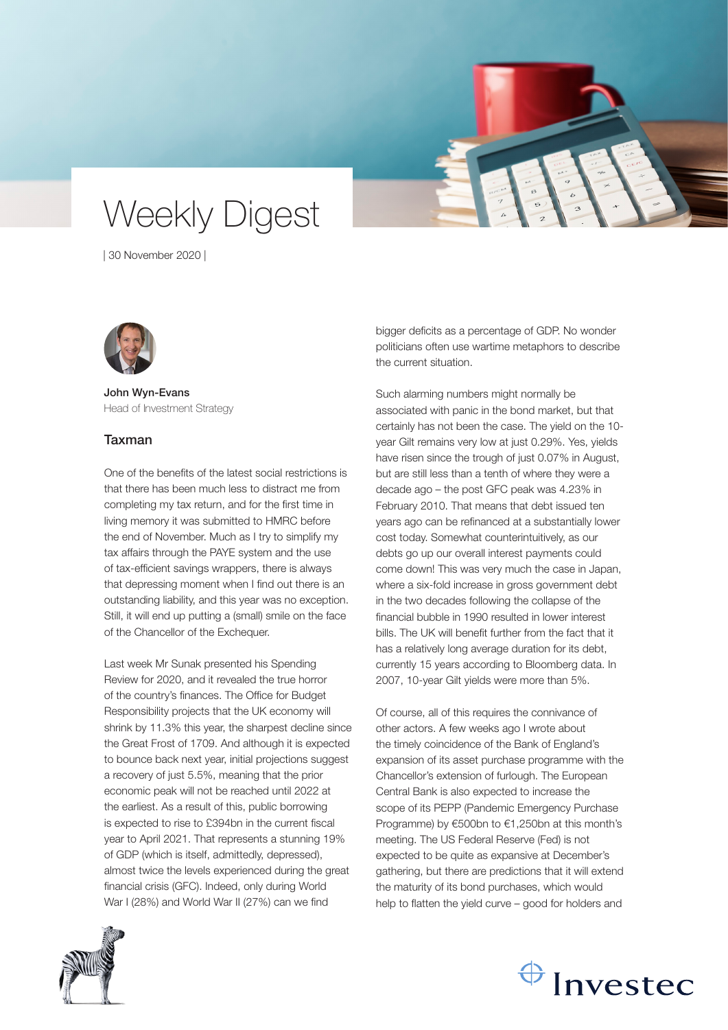# Weekly Digest

| 30 November 2020 |

**John Wyn-Evans**
Head of Investment Strategy

## Taxman

One of the benefits of the latest social restrictions is that there has been much less to distract me from completing my tax return, and for the first time in living memory it was submitted to HMRC before the end of November. Much as I try to simplify my tax affairs through the PAYE system and the use of tax-efficient savings wrappers, there is always that depressing moment when I find out there is an outstanding liability, and this year was no exception. Still, it will end up putting a (small) smile on the face of the Chancellor of the Exchequer.

Last week Mr Sunak presented his Spending Review for 2020, and it revealed the true horror of the country's finances. The Office for Budget Responsibility projects that the UK economy will shrink by 11.3% this year, the sharpest decline since the Great Frost of 1709. And although it is expected to bounce back next year, initial projections suggest a recovery of just 5.5%, meaning that the prior economic peak will not be reached until 2022 at the earliest. As a result of this, public borrowing is expected to rise to £394bn in the current fiscal year to April 2021. That represents a stunning 19% of GDP (which is itself, admittedly, depressed), almost twice the levels experienced during the great financial crisis (GFC). Indeed, only during World War I (28%) and World War II (27%) can we find bigger deficits as a percentage of GDP. No wonder politicians often use wartime metaphors to describe the current situation.

Such alarming numbers might normally be associated with panic in the bond market, but that certainly has not been the case. The yield on the 10-year Gilt remains very low at just 0.29%. Yes, yields have risen since the trough of just 0.07% in August, but are still less than a tenth of where they were a decade ago – the post GFC peak was 4.23% in February 2010. That means that debt issued ten years ago can be refinanced at a substantially lower cost today. Somewhat counterintuitively, as our debts go up our overall interest payments could come down! This was very much the case in Japan, where a six-fold increase in gross government debt in the two decades following the collapse of the financial bubble in 1990 resulted in lower interest bills. The UK will benefit further from the fact that it has a relatively long average duration for its debt, currently 15 years according to Bloomberg data. In 2007, 10-year Gilt yields were more than 5%.

Of course, all of this requires the connivance of other actors. A few weeks ago I wrote about the timely coincidence of the Bank of England's expansion of its asset purchase programme with the Chancellor's extension of furlough. The European Central Bank is also expected to increase the scope of its PEPP (Pandemic Emergency Purchase Programme) by €500bn to €1,250bn at this month's meeting. The US Federal Reserve (Fed) is not expected to be quite as expansive at December's gathering, but there are predictions that it will extend the maturity of its bond purchases, which would help to flatten the yield curve – good for holders and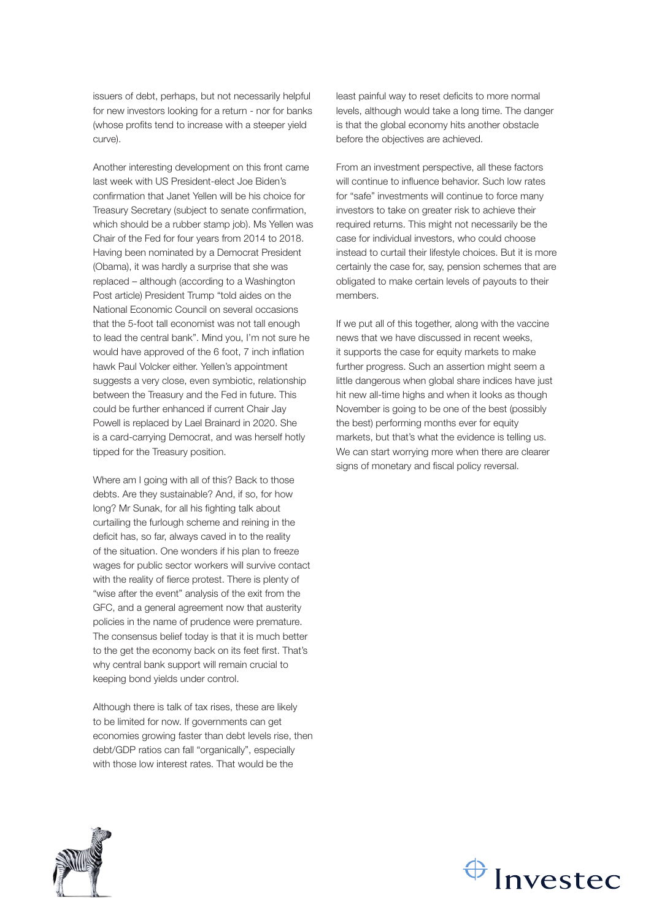issuers of debt, perhaps, but not necessarily helpful for new investors looking for a return - nor for banks (whose profits tend to increase with a steeper yield curve).

Another interesting development on this front came last week with US President-elect Joe Biden's confirmation that Janet Yellen will be his choice for Treasury Secretary (subject to senate confirmation, which should be a rubber stamp job). Ms Yellen was Chair of the Fed for four years from 2014 to 2018. Having been nominated by a Democrat President (Obama), it was hardly a surprise that she was replaced – although (according to a Washington Post article) President Trump "told aides on the National Economic Council on several occasions that the 5-foot tall economist was not tall enough to lead the central bank". Mind you, I'm not sure he would have approved of the 6 foot, 7 inch inflation hawk Paul Volcker either. Yellen's appointment suggests a very close, even symbiotic, relationship between the Treasury and the Fed in future. This could be further enhanced if current Chair Jay Powell is replaced by Lael Brainard in 2020. She is a card-carrying Democrat, and was herself hotly tipped for the Treasury position.

Where am I going with all of this? Back to those debts. Are they sustainable? And, if so, for how long? Mr Sunak, for all his fighting talk about curtailing the furlough scheme and reining in the deficit has, so far, always caved in to the reality of the situation. One wonders if his plan to freeze wages for public sector workers will survive contact with the reality of fierce protest. There is plenty of "wise after the event" analysis of the exit from the GFC, and a general agreement now that austerity policies in the name of prudence were premature. The consensus belief today is that it is much better to the get the economy back on its feet first. That's why central bank support will remain crucial to keeping bond yields under control.

Although there is talk of tax rises, these are likely to be limited for now. If governments can get economies growing faster than debt levels rise, then debt/GDP ratios can fall "organically", especially with those low interest rates. That would be the least painful way to reset deficits to more normal levels, although would take a long time. The danger is that the global economy hits another obstacle before the objectives are achieved.

From an investment perspective, all these factors will continue to influence behavior. Such low rates for "safe" investments will continue to force many investors to take on greater risk to achieve their required returns. This might not necessarily be the case for individual investors, who could choose instead to curtail their lifestyle choices. But it is more certainly the case for, say, pension schemes that are obligated to make certain levels of payouts to their members.

If we put all of this together, along with the vaccine news that we have discussed in recent weeks, it supports the case for equity markets to make further progress. Such an assertion might seem a little dangerous when global share indices have just hit new all-time highs and when it looks as though November is going to be one of the best (possibly the best) performing months ever for equity markets, but that's what the evidence is telling us. We can start worrying more when there are clearer signs of monetary and fiscal policy reversal.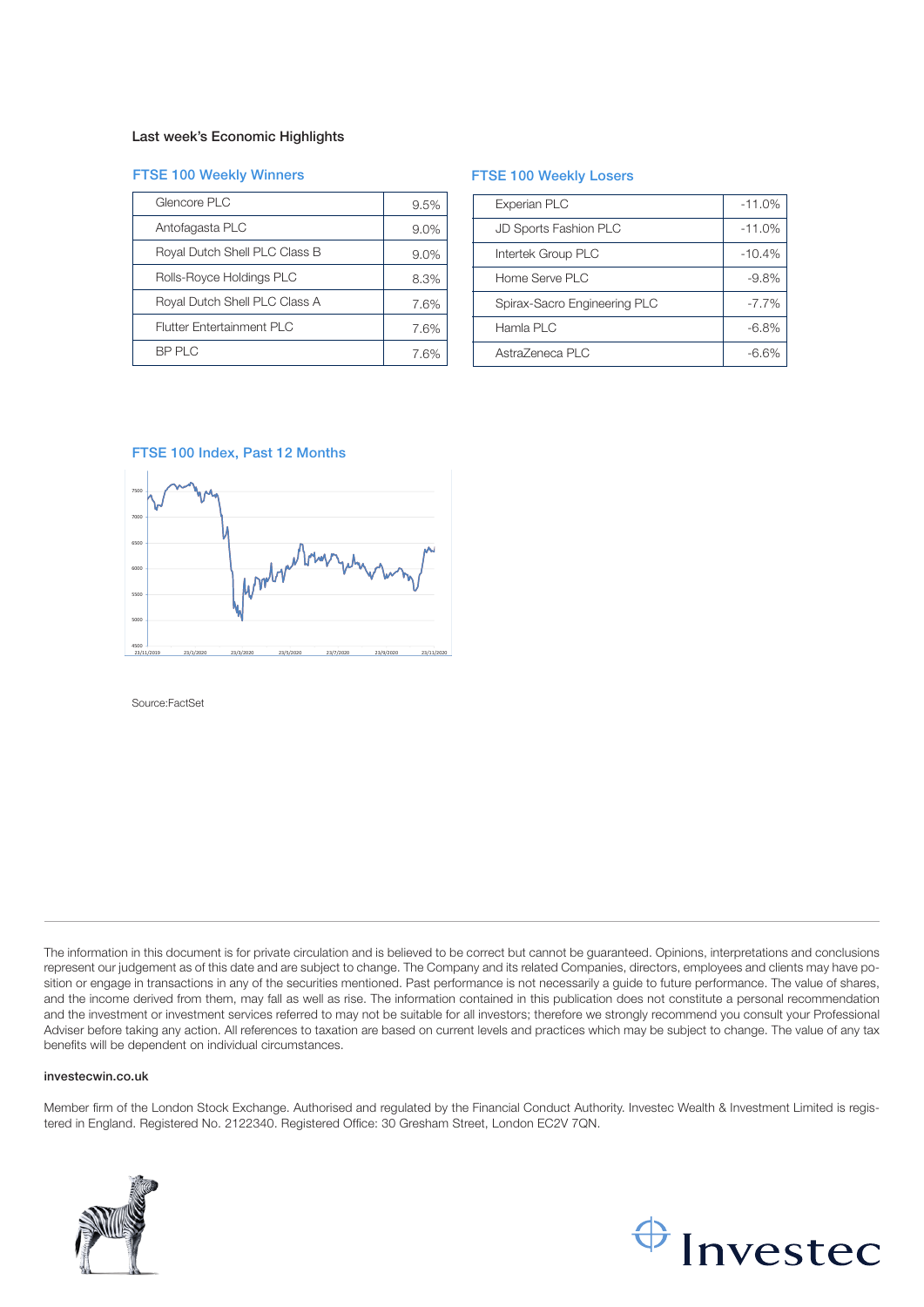### Last week's Economic Highlights

#### FTSE 100 Weekly Winners

| | |
|---|---|
| Glencore PLC | 9.5% |
| Antofagasta PLC | 9.0% |
| Royal Dutch Shell PLC Class B | 9.0% |
| Rolls-Royce Holdings PLC | 8.3% |
| Royal Dutch Shell PLC Class A | 7.6% |
| Flutter Entertainment PLC | 7.6% |
| BP PLC | 7.6% |

#### FTSE 100 Weekly Losers

| | |
|---|---|
| Experian PLC | -11.0% |
| JD Sports Fashion PLC | -11.0% |
| Intertek Group PLC | -10.4% |
| Home Serve PLC | -9.8% |
| Spirax-Sacro Engineering PLC | -7.7% |
| Hamla PLC | -6.8% |
| AstraZeneca PLC | -6.6% |

#### FTSE 100 Index, Past 12 Months

7500
7000
6500
6000
5500
5000
4500
23/11/2019 23/1/2020 23/3/2020 23/5/2020 23/7/2020 23/9/2020 23/11/2020

Source:FactSet

The information in this document is for private circulation and is believed to be correct but cannot be guaranteed. Opinions, interpretations and conclusions represent our judgement as of this date and are subject to change. The Company and its related Companies, directors, employees and clients may have position or engage in transactions in any of the securities mentioned. Past performance is not necessarily a guide to future performance. The value of shares, and the income derived from them, may fall as well as rise. The information contained in this publication does not constitute a personal recommendation and the investment or investment services referred to may not be suitable for all investors; therefore we strongly recommend you consult your Professional Adviser before taking any action. All references to taxation are based on current levels and practices which may be subject to change. The value of any tax benefits will be dependent on individual circumstances.

**investecwin.co.uk**

Member firm of the London Stock Exchange. Authorised and regulated by the Financial Conduct Authority. Investec Wealth & Investment Limited is registered in England. Registered No. 2122340. Registered Office: 30 Gresham Street, London EC2V 7QN.

Investec